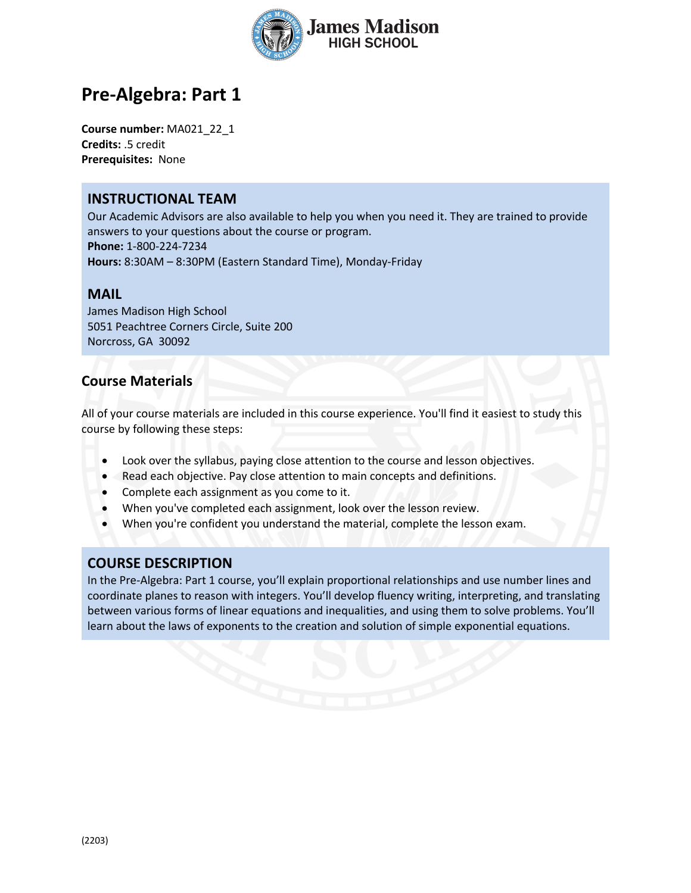# Pre-Algebra: Part 1

**Course number:** MA021_22_1
**Credits:** .5 credit
**Prerequisites:** None

## INSTRUCTIONAL TEAM

Our Academic Advisors are also available to help you when you need it. They are trained to provide answers to your questions about the course or program.
**Phone:** 1-800-224-7234
**Hours:** 8:30AM – 8:30PM (Eastern Standard Time), Monday-Friday

## MAIL

James Madison High School
5051 Peachtree Corners Circle, Suite 200
Norcross, GA 30092

## Course Materials

All of your course materials are included in this course experience. You'll find it easiest to study this course by following these steps:

- Look over the syllabus, paying close attention to the course and lesson objectives.
- Read each objective. Pay close attention to main concepts and definitions.
- Complete each assignment as you come to it.
- When you've completed each assignment, look over the lesson review.
- When you're confident you understand the material, complete the lesson exam.

## COURSE DESCRIPTION

In the Pre-Algebra: Part 1 course, you'll explain proportional relationships and use number lines and coordinate planes to reason with integers. You'll develop fluency writing, interpreting, and translating between various forms of linear equations and inequalities, and using them to solve problems. You'll learn about the laws of exponents to the creation and solution of simple exponential equations.

(2203)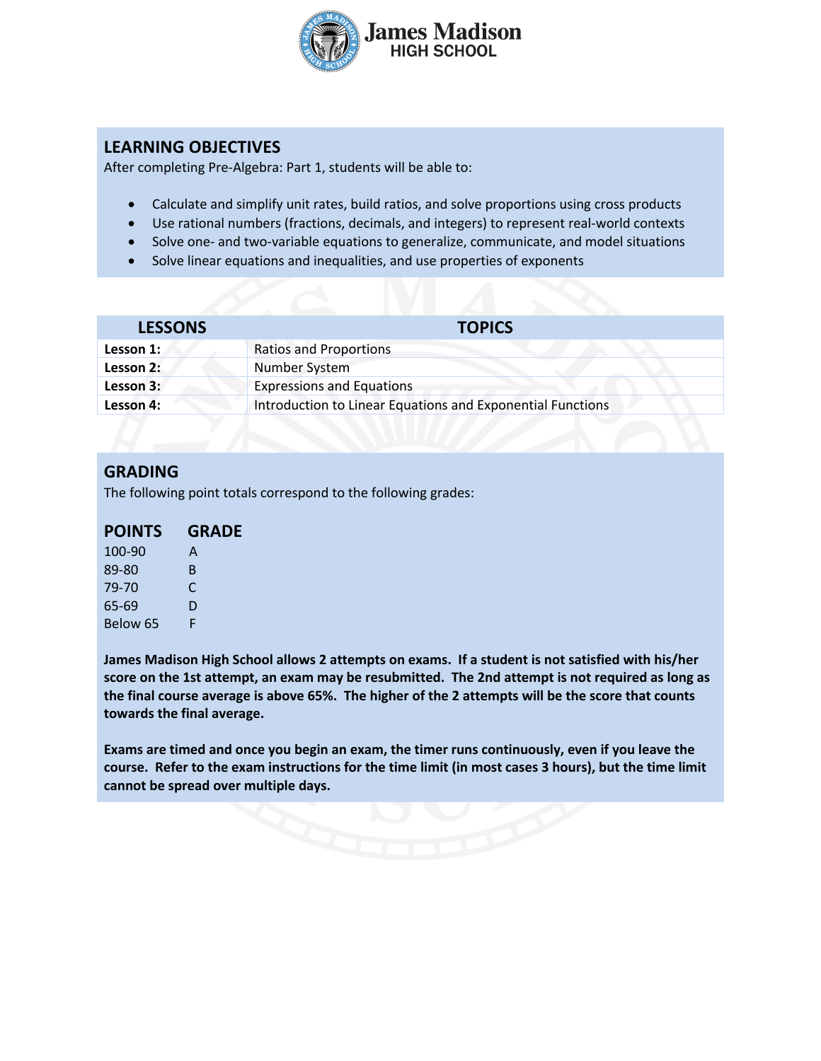James Madison HIGH SCHOOL

## LEARNING OBJECTIVES

After completing Pre-Algebra: Part 1, students will be able to:

- Calculate and simplify unit rates, build ratios, and solve proportions using cross products
- Use rational numbers (fractions, decimals, and integers) to represent real-world contexts
- Solve one- and two-variable equations to generalize, communicate, and model situations
- Solve linear equations and inequalities, and use properties of exponents

| LESSONS | TOPICS |
|---|---|
| **Lesson 1:** | Ratios and Proportions |
| **Lesson 2:** | Number System |
| **Lesson 3:** | Expressions and Equations |
| **Lesson 4:** | Introduction to Linear Equations and Exponential Functions |

## GRADING

The following point totals correspond to the following grades:

| POINTS | GRADE |
|---|---|
| 100-90 | A |
| 89-80 | B |
| 79-70 | C |
| 65-69 | D |
| Below 65 | F |

**James Madison High School allows 2 attempts on exams. If a student is not satisfied with his/her score on the 1st attempt, an exam may be resubmitted. The 2nd attempt is not required as long as the final course average is above 65%. The higher of the 2 attempts will be the score that counts towards the final average.**

**Exams are timed and once you begin an exam, the timer runs continuously, even if you leave the course. Refer to the exam instructions for the time limit (in most cases 3 hours), but the time limit cannot be spread over multiple days.**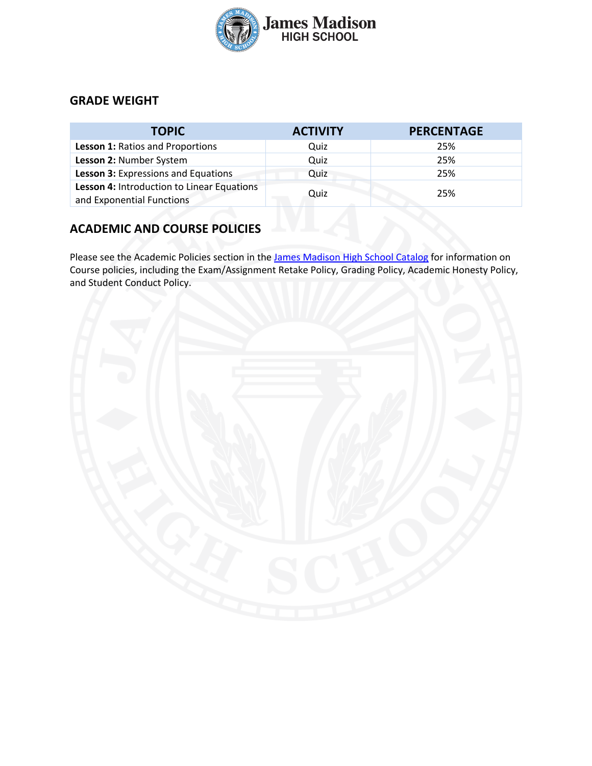## GRADE WEIGHT

| TOPIC | ACTIVITY | PERCENTAGE |
| --- | --- | --- |
| **Lesson 1:** Ratios and Proportions | Quiz | 25% |
| **Lesson 2:** Number System | Quiz | 25% |
| **Lesson 3:** Expressions and Equations | Quiz | 25% |
| **Lesson 4:** Introduction to Linear Equations and Exponential Functions | Quiz | 25% |

## ACADEMIC AND COURSE POLICIES

Please see the Academic Policies section in the James Madison High School Catalog for information on Course policies, including the Exam/Assignment Retake Policy, Grading Policy, Academic Honesty Policy, and Student Conduct Policy.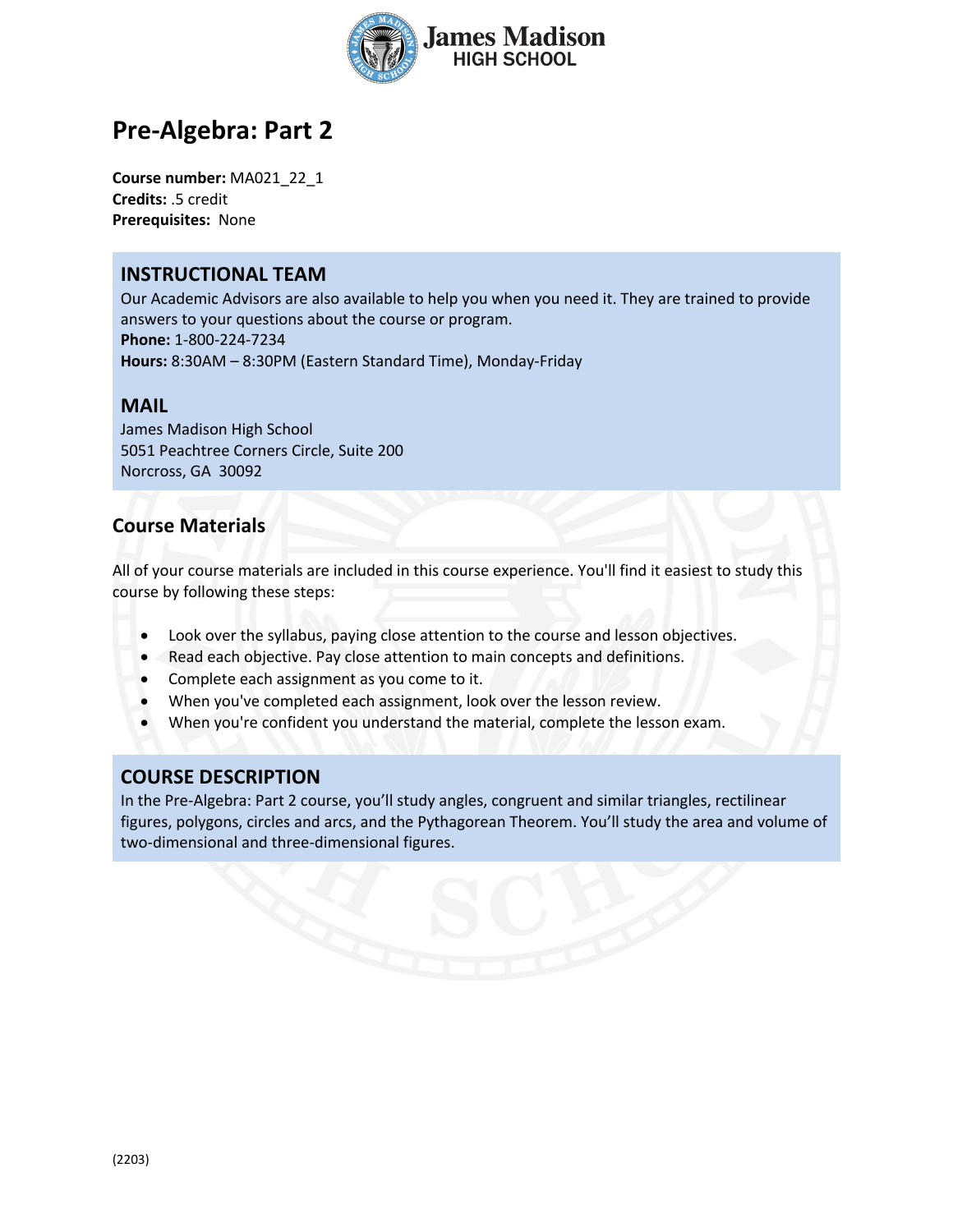James Madison HIGH SCHOOL

# Pre-Algebra: Part 2

**Course number:** MA021_22_1
**Credits:** .5 credit
**Prerequisites:** None

## INSTRUCTIONAL TEAM

Our Academic Advisors are also available to help you when you need it. They are trained to provide answers to your questions about the course or program.
**Phone:** 1-800-224-7234
**Hours:** 8:30AM – 8:30PM (Eastern Standard Time), Monday-Friday

## MAIL

James Madison High School
5051 Peachtree Corners Circle, Suite 200
Norcross, GA 30092

## Course Materials

All of your course materials are included in this course experience. You'll find it easiest to study this course by following these steps:

- Look over the syllabus, paying close attention to the course and lesson objectives.
- Read each objective. Pay close attention to main concepts and definitions.
- Complete each assignment as you come to it.
- When you've completed each assignment, look over the lesson review.
- When you're confident you understand the material, complete the lesson exam.

## COURSE DESCRIPTION

In the Pre-Algebra: Part 2 course, you'll study angles, congruent and similar triangles, rectilinear figures, polygons, circles and arcs, and the Pythagorean Theorem. You'll study the area and volume of two-dimensional and three-dimensional figures.

(2203)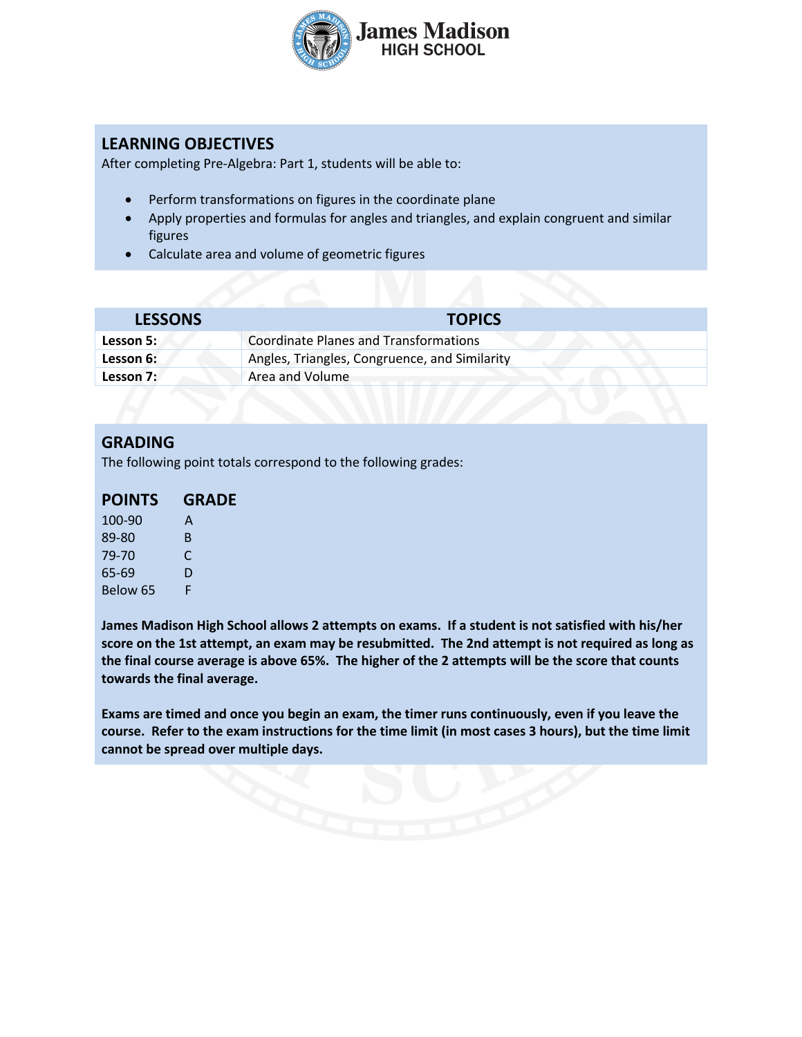## LEARNING OBJECTIVES

After completing Pre-Algebra: Part 1, students will be able to:

- Perform transformations on figures in the coordinate plane
- Apply properties and formulas for angles and triangles, and explain congruent and similar figures
- Calculate area and volume of geometric figures

| LESSONS | TOPICS |
| --- | --- |
| **Lesson 5:** | Coordinate Planes and Transformations |
| **Lesson 6:** | Angles, Triangles, Congruence, and Similarity |
| **Lesson 7:** | Area and Volume |

## GRADING

The following point totals correspond to the following grades:

| POINTS | GRADE |
| --- | --- |
| 100-90 | A |
| 89-80 | B |
| 79-70 | C |
| 65-69 | D |
| Below 65 | F |

**James Madison High School allows 2 attempts on exams. If a student is not satisfied with his/her score on the 1st attempt, an exam may be resubmitted. The 2nd attempt is not required as long as the final course average is above 65%. The higher of the 2 attempts will be the score that counts towards the final average.**

**Exams are timed and once you begin an exam, the timer runs continuously, even if you leave the course. Refer to the exam instructions for the time limit (in most cases 3 hours), but the time limit cannot be spread over multiple days.**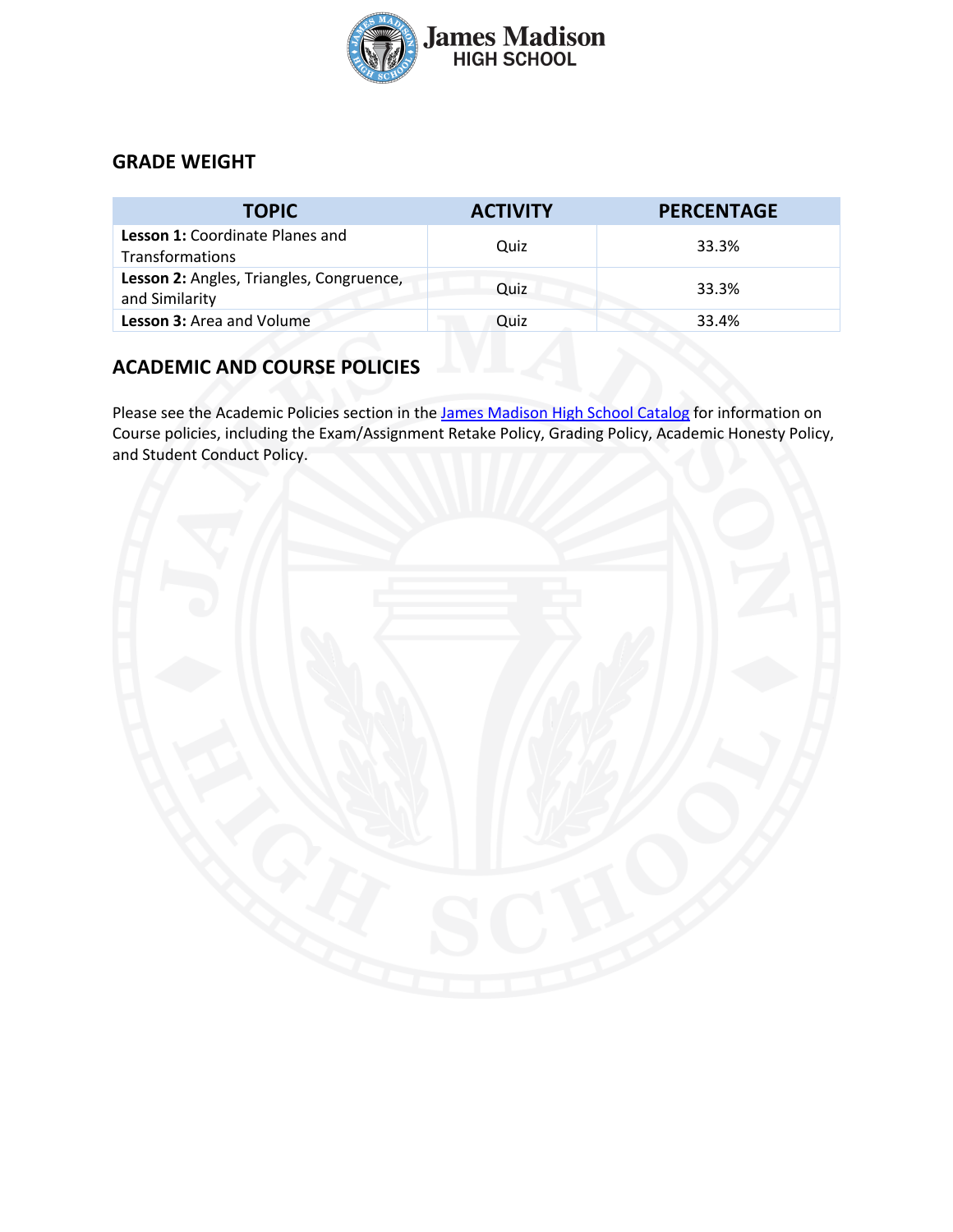## GRADE WEIGHT

| TOPIC | ACTIVITY | PERCENTAGE |
|---|---|---|
| **Lesson 1:** Coordinate Planes and Transformations | Quiz | 33.3% |
| **Lesson 2:** Angles, Triangles, Congruence, and Similarity | Quiz | 33.3% |
| **Lesson 3:** Area and Volume | Quiz | 33.4% |

## ACADEMIC AND COURSE POLICIES

Please see the Academic Policies section in the James Madison High School Catalog for information on Course policies, including the Exam/Assignment Retake Policy, Grading Policy, Academic Honesty Policy, and Student Conduct Policy.